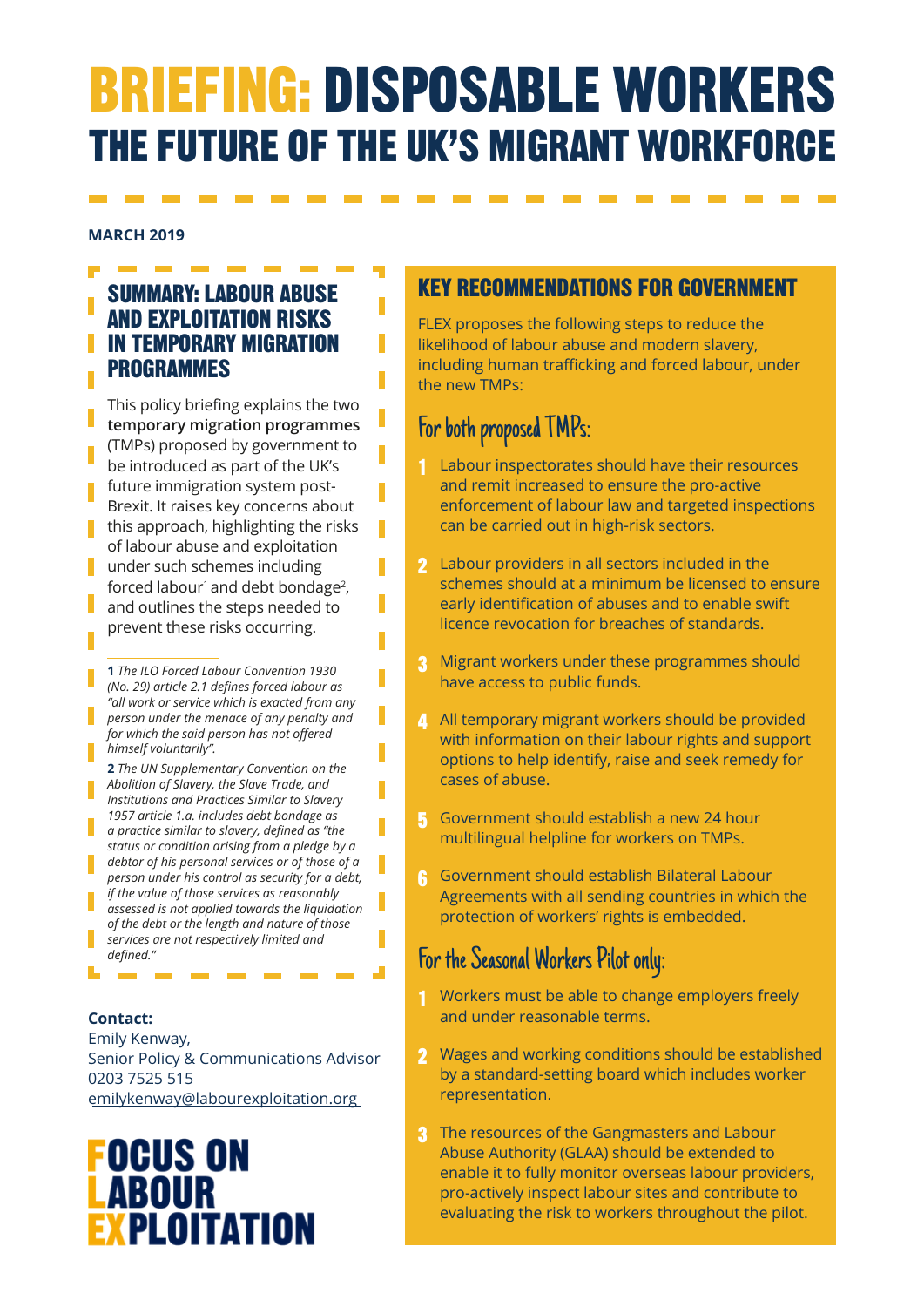# BRIEFING: DISPOSABLE WORKERS
## THE FUTURE OF THE UK'S MIGRANT WORKFORCE

**MARCH 2019**

### SUMMARY: LABOUR ABUSE AND EXPLOITATION RISKS IN TEMPORARY MIGRATION PROGRAMMES

This policy briefing explains the two **temporary migration programmes** (TMPs) proposed by government to be introduced as part of the UK's future immigration system post-Brexit. It raises key concerns about this approach, highlighting the risks of labour abuse and exploitation under such schemes including forced labour[1] and debt bondage[2], and outlines the steps needed to prevent these risks occurring.

**1** *The ILO Forced Labour Convention 1930 (No. 29) article 2.1 defines forced labour as "all work or service which is exacted from any person under the menace of any penalty and for which the said person has not offered himself voluntarily".*

**2** *The UN Supplementary Convention on the Abolition of Slavery, the Slave Trade, and Institutions and Practices Similar to Slavery 1957 article 1.a. includes debt bondage as a practice similar to slavery, defined as "the status or condition arising from a pledge by a debtor of his personal services or of those of a person under his control as security for a debt, if the value of those services as reasonably assessed is not applied towards the liquidation of the debt or the length and nature of those services are not respectively limited and defined."*

**Contact:**
Emily Kenway,
Senior Policy & Communications Advisor
0203 7525 515
emilykenway@labourexploitation.org

FOCUS ON LABOUR EXPLOITATION

### KEY RECOMMENDATIONS FOR GOVERNMENT

FLEX proposes the following steps to reduce the likelihood of labour abuse and modern slavery, including human trafficking and forced labour, under the new TMPs:

#### For both proposed TMPs:

1. Labour inspectorates should have their resources and remit increased to ensure the pro-active enforcement of labour law and targeted inspections can be carried out in high-risk sectors.
2. Labour providers in all sectors included in the schemes should at a minimum be licensed to ensure early identification of abuses and to enable swift licence revocation for breaches of standards.
3. Migrant workers under these programmes should have access to public funds.
4. All temporary migrant workers should be provided with information on their labour rights and support options to help identify, raise and seek remedy for cases of abuse.
5. Government should establish a new 24 hour multilingual helpline for workers on TMPs.
6. Government should establish Bilateral Labour Agreements with all sending countries in which the protection of workers' rights is embedded.

#### For the Seasonal Workers Pilot only:

1. Workers must be able to change employers freely and under reasonable terms.
2. Wages and working conditions should be established by a standard-setting board which includes worker representation.
3. The resources of the Gangmasters and Labour Abuse Authority (GLAA) should be extended to enable it to fully monitor overseas labour providers, pro-actively inspect labour sites and contribute to evaluating the risk to workers throughout the pilot.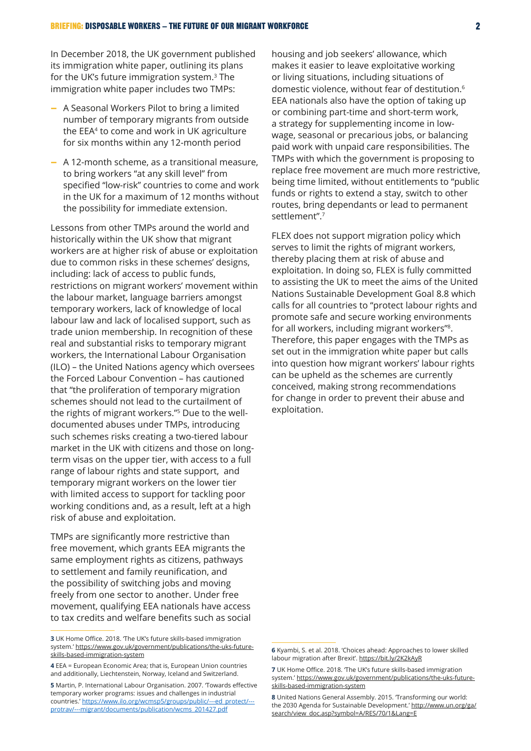In December 2018, the UK government published its immigration white paper, outlining its plans for the UK's future immigration system.[3] The immigration white paper includes two TMPs:

- A Seasonal Workers Pilot to bring a limited number of temporary migrants from outside the EEA[4] to come and work in UK agriculture for six months within any 12-month period
- A 12-month scheme, as a transitional measure, to bring workers "at any skill level" from specified "low-risk" countries to come and work in the UK for a maximum of 12 months without the possibility for immediate extension.

Lessons from other TMPs around the world and historically within the UK show that migrant workers are at higher risk of abuse or exploitation due to common risks in these schemes' designs, including: lack of access to public funds, restrictions on migrant workers' movement within the labour market, language barriers amongst temporary workers, lack of knowledge of local labour law and lack of localised support, such as trade union membership. In recognition of these real and substantial risks to temporary migrant workers, the International Labour Organisation (ILO) – the United Nations agency which oversees the Forced Labour Convention – has cautioned that "the proliferation of temporary migration schemes should not lead to the curtailment of the rights of migrant workers."[5] Due to the well-documented abuses under TMPs, introducing such schemes risks creating a two-tiered labour market in the UK with citizens and those on long-term visas on the upper tier, with access to a full range of labour rights and state support, and temporary migrant workers on the lower tier with limited access to support for tackling poor working conditions and, as a result, left at a high risk of abuse and exploitation.

TMPs are significantly more restrictive than free movement, which grants EEA migrants the same employment rights as citizens, pathways to settlement and family reunification, and the possibility of switching jobs and moving freely from one sector to another. Under free movement, qualifying EEA nationals have access to tax credits and welfare benefits such as social housing and job seekers' allowance, which makes it easier to leave exploitative working or living situations, including situations of domestic violence, without fear of destitution.[6] EEA nationals also have the option of taking up or combining part-time and short-term work, a strategy for supplementing income in low-wage, seasonal or precarious jobs, or balancing paid work with unpaid care responsibilities. The TMPs with which the government is proposing to replace free movement are much more restrictive, being time limited, without entitlements to "public funds or rights to extend a stay, switch to other routes, bring dependants or lead to permanent settlement".[7]

FLEX does not support migration policy which serves to limit the rights of migrant workers, thereby placing them at risk of abuse and exploitation. In doing so, FLEX is fully committed to assisting the UK to meet the aims of the United Nations Sustainable Development Goal 8.8 which calls for all countries to "protect labour rights and promote safe and secure working environments for all workers, including migrant workers"[8]. Therefore, this paper engages with the TMPs as set out in the immigration white paper but calls into question how migrant workers' labour rights can be upheld as the schemes are currently conceived, making strong recommendations for change in order to prevent their abuse and exploitation.

---

**3** UK Home Office. 2018. 'The UK's future skills-based immigration system.' https://www.gov.uk/government/publications/the-uks-future-skills-based-immigration-system

**4** EEA = European Economic Area; that is, European Union countries and additionally, Liechtenstein, Norway, Iceland and Switzerland.

**5** Martin, P. International Labour Organisation. 2007. 'Towards effective temporary worker programs: issues and challenges in industrial countries.' https://www.ilo.org/wcmsp5/groups/public/---ed_protect/---protrav/---migrant/documents/publication/wcms_201427.pdf

**6** Kyambi, S. et al. 2018. 'Choices ahead: Approaches to lower skilled labour migration after Brexit'. https://bit.ly/2K2kAyR

**7** UK Home Office. 2018. 'The UK's future skills-based immigration system.' https://www.gov.uk/government/publications/the-uks-future-skills-based-immigration-system

**8** United Nations General Assembly. 2015. 'Transforming our world: the 2030 Agenda for Sustainable Development.' http://www.un.org/ga/search/view_doc.asp?symbol=A/RES/70/1&Lang=E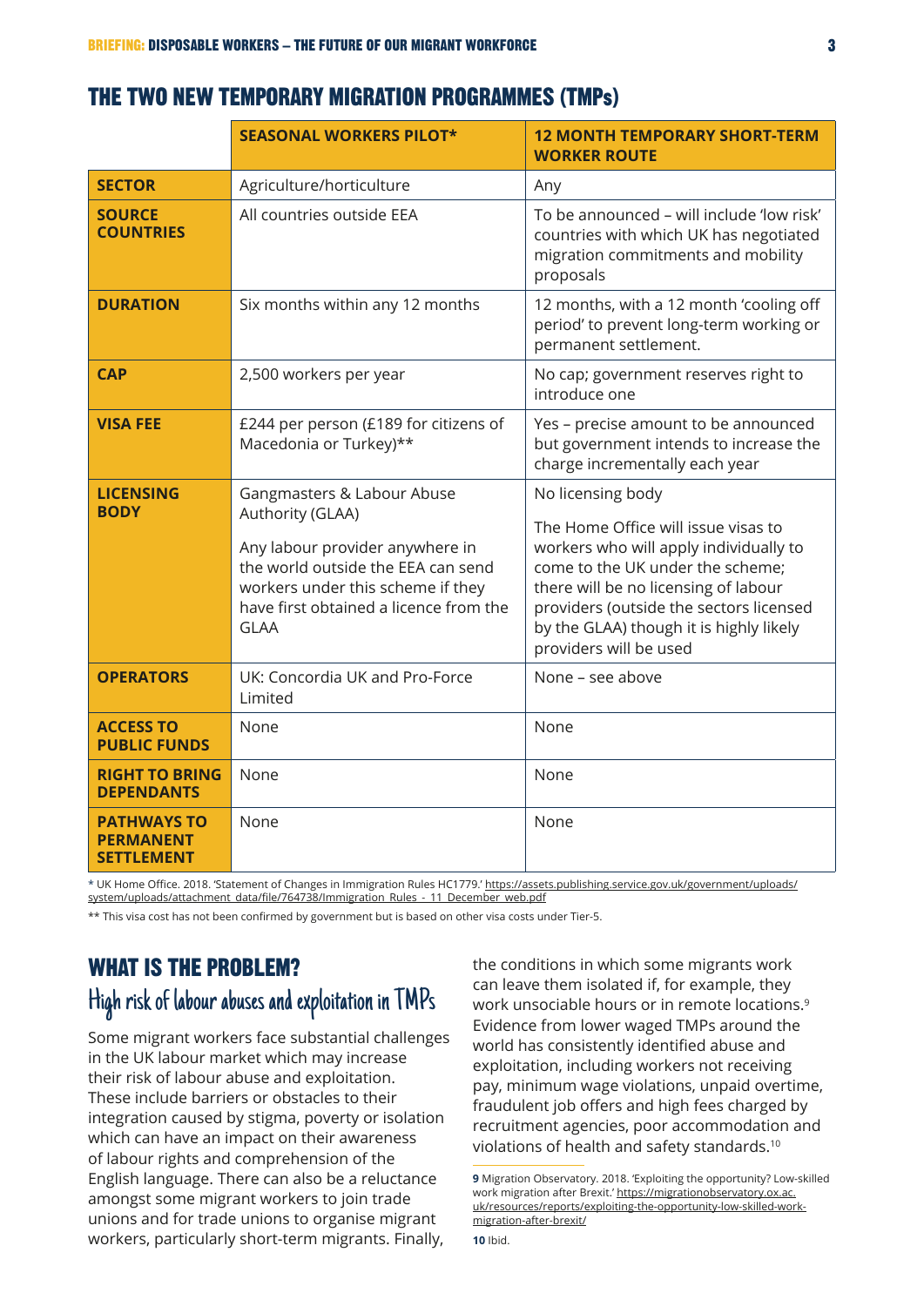## THE TWO NEW TEMPORARY MIGRATION PROGRAMMES (TMPs)

| | SEASONAL WORKERS PILOT* | 12 MONTH TEMPORARY SHORT-TERM WORKER ROUTE |
|---|---|---|
| **SECTOR** | Agriculture/horticulture | Any |
| **SOURCE COUNTRIES** | All countries outside EEA | To be announced – will include 'low risk' countries with which UK has negotiated migration commitments and mobility proposals |
| **DURATION** | Six months within any 12 months | 12 months, with a 12 month 'cooling off period' to prevent long-term working or permanent settlement. |
| **CAP** | 2,500 workers per year | No cap; government reserves right to introduce one |
| **VISA FEE** | £244 per person (£189 for citizens of Macedonia or Turkey)** | Yes – precise amount to be announced but government intends to increase the charge incrementally each year |
| **LICENSING BODY** | Gangmasters & Labour Abuse Authority (GLAA)<br><br>Any labour provider anywhere in the world outside the EEA can send workers under this scheme if they have first obtained a licence from the GLAA | No licensing body<br><br>The Home Office will issue visas to workers who will apply individually to come to the UK under the scheme; there will be no licensing of labour providers (outside the sectors licensed by the GLAA) though it is highly likely providers will be used |
| **OPERATORS** | UK: Concordia UK and Pro-Force Limited | None – see above |
| **ACCESS TO PUBLIC FUNDS** | None | None |
| **RIGHT TO BRING DEPENDANTS** | None | None |
| **PATHWAYS TO PERMANENT SETTLEMENT** | None | None |

* UK Home Office. 2018. 'Statement of Changes in Immigration Rules HC1779.' https://assets.publishing.service.gov.uk/government/uploads/system/uploads/attachment_data/file/764738/Immigration_Rules_-_11_December_web.pdf

** This visa cost has not been confirmed by government but is based on other visa costs under Tier-5.

## WHAT IS THE PROBLEM?

### High risk of labour abuses and exploitation in TMPs

Some migrant workers face substantial challenges in the UK labour market which may increase their risk of labour abuse and exploitation. These include barriers or obstacles to their integration caused by stigma, poverty or isolation which can have an impact on their awareness of labour rights and comprehension of the English language. There can also be a reluctance amongst some migrant workers to join trade unions and for trade unions to organise migrant workers, particularly short-term migrants. Finally, the conditions in which some migrants work can leave them isolated if, for example, they work unsociable hours or in remote locations.[9] Evidence from lower waged TMPs around the world has consistently identified abuse and exploitation, including workers not receiving pay, minimum wage violations, unpaid overtime, fraudulent job offers and high fees charged by recruitment agencies, poor accommodation and violations of health and safety standards.[10]

**9** Migration Observatory. 2018. 'Exploiting the opportunity? Low-skilled work migration after Brexit.' https://migrationobservatory.ox.ac.uk/resources/reports/exploiting-the-opportunity-low-skilled-work-migration-after-brexit/

**10** Ibid.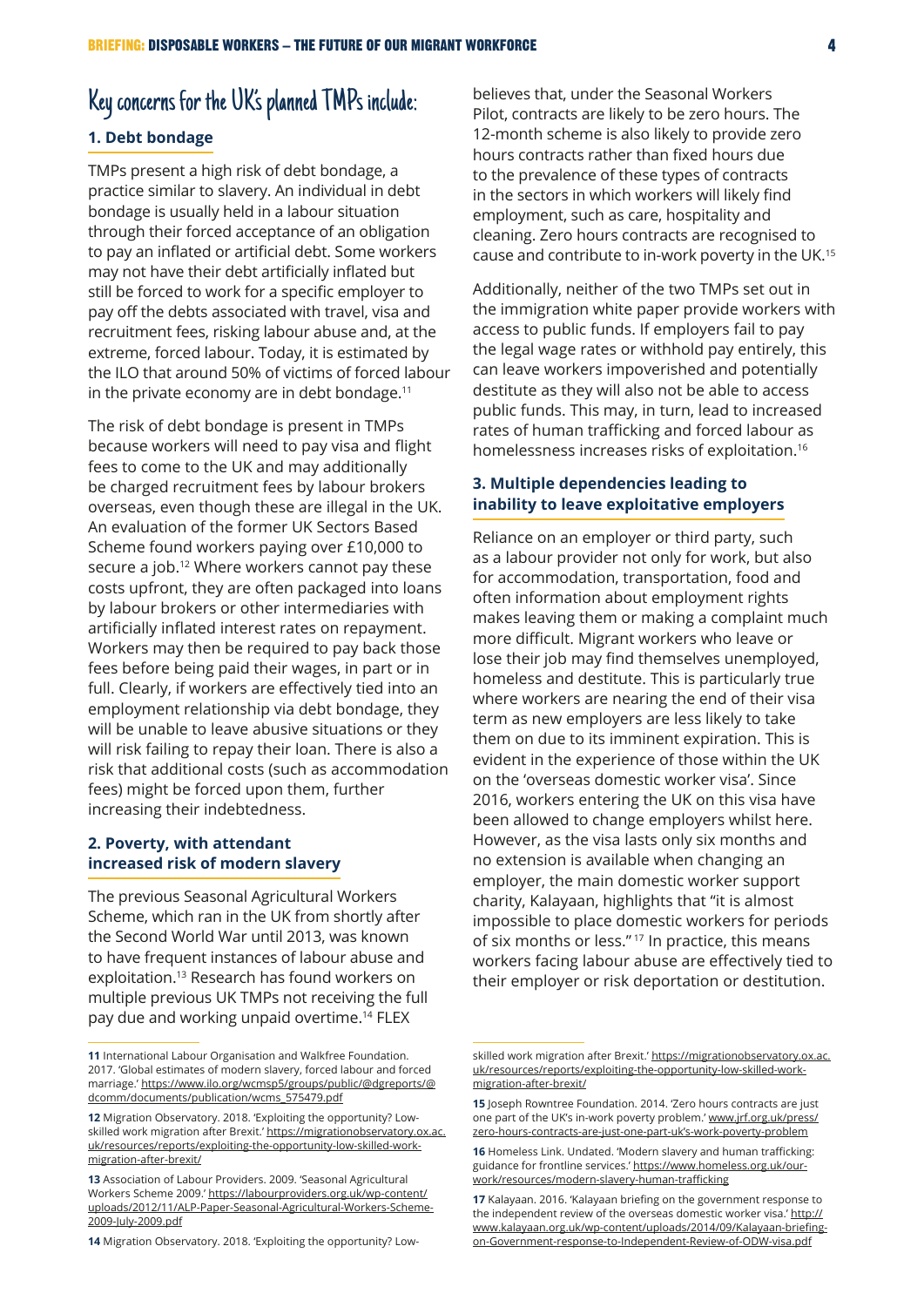## Key concerns for the UK's planned TMPs include:

### 1. Debt bondage

TMPs present a high risk of debt bondage, a practice similar to slavery. An individual in debt bondage is usually held in a labour situation through their forced acceptance of an obligation to pay an inflated or artificial debt. Some workers may not have their debt artificially inflated but still be forced to work for a specific employer to pay off the debts associated with travel, visa and recruitment fees, risking labour abuse and, at the extreme, forced labour. Today, it is estimated by the ILO that around 50% of victims of forced labour in the private economy are in debt bondage.[11]

The risk of debt bondage is present in TMPs because workers will need to pay visa and flight fees to come to the UK and may additionally be charged recruitment fees by labour brokers overseas, even though these are illegal in the UK. An evaluation of the former UK Sectors Based Scheme found workers paying over £10,000 to secure a job.[12] Where workers cannot pay these costs upfront, they are often packaged into loans by labour brokers or other intermediaries with artificially inflated interest rates on repayment. Workers may then be required to pay back those fees before being paid their wages, in part or in full. Clearly, if workers are effectively tied into an employment relationship via debt bondage, they will be unable to leave abusive situations or they will risk failing to repay their loan. There is also a risk that additional costs (such as accommodation fees) might be forced upon them, further increasing their indebtedness.

### 2. Poverty, with attendant increased risk of modern slavery

The previous Seasonal Agricultural Workers Scheme, which ran in the UK from shortly after the Second World War until 2013, was known to have frequent instances of labour abuse and exploitation.[13] Research has found workers on multiple previous UK TMPs not receiving the full pay due and working unpaid overtime.[14] FLEX believes that, under the Seasonal Workers Pilot, contracts are likely to be zero hours. The 12-month scheme is also likely to provide zero hours contracts rather than fixed hours due to the prevalence of these types of contracts in the sectors in which workers will likely find employment, such as care, hospitality and cleaning. Zero hours contracts are recognised to cause and contribute to in-work poverty in the UK.[15]

Additionally, neither of the two TMPs set out in the immigration white paper provide workers with access to public funds. If employers fail to pay the legal wage rates or withhold pay entirely, this can leave workers impoverished and potentially destitute as they will also not be able to access public funds. This may, in turn, lead to increased rates of human trafficking and forced labour as homelessness increases risks of exploitation.[16]

### 3. Multiple dependencies leading to inability to leave exploitative employers

Reliance on an employer or third party, such as a labour provider not only for work, but also for accommodation, transportation, food and often information about employment rights makes leaving them or making a complaint much more difficult. Migrant workers who leave or lose their job may find themselves unemployed, homeless and destitute. This is particularly true where workers are nearing the end of their visa term as new employers are less likely to take them on due to its imminent expiration. This is evident in the experience of those within the UK on the 'overseas domestic worker visa'. Since 2016, workers entering the UK on this visa have been allowed to change employers whilst here. However, as the visa lasts only six months and no extension is available when changing an employer, the main domestic worker support charity, Kalayaan, highlights that "it is almost impossible to place domestic workers for periods of six months or less."[17] In practice, this means workers facing labour abuse are effectively tied to their employer or risk deportation or destitution.

---

**11** International Labour Organisation and Walkfree Foundation. 2017. 'Global estimates of modern slavery, forced labour and forced marriage.' https://www.ilo.org/wcmsp5/groups/public/@dgreports/@dcomm/documents/publication/wcms_575479.pdf

**12** Migration Observatory. 2018. 'Exploiting the opportunity? Low-skilled work migration after Brexit.' https://migrationobservatory.ox.ac.uk/resources/reports/exploiting-the-opportunity-low-skilled-work-migration-after-brexit/

**13** Association of Labour Providers. 2009. 'Seasonal Agricultural Workers Scheme 2009.' https://labourproviders.org.uk/wp-content/uploads/2012/11/ALP-Paper-Seasonal-Agricultural-Workers-Scheme-2009-July-2009.pdf

**14** Migration Observatory. 2018. 'Exploiting the opportunity? Low-skilled work migration after Brexit.' https://migrationobservatory.ox.ac.uk/resources/reports/exploiting-the-opportunity-low-skilled-work-migration-after-brexit/

**15** Joseph Rowntree Foundation. 2014. 'Zero hours contracts are just one part of the UK's in-work poverty problem.' www.jrf.org.uk/press/zero-hours-contracts-are-just-one-part-uk's-work-poverty-problem

**16** Homeless Link. Undated. 'Modern slavery and human trafficking: guidance for frontline services.' https://www.homeless.org.uk/our-work/resources/modern-slavery-human-trafficking

**17** Kalayaan. 2016. 'Kalayaan briefing on the government response to the independent review of the overseas domestic worker visa.' http://www.kalayaan.org.uk/wp-content/uploads/2014/09/Kalayaan-briefing-on-Government-response-to-Independent-Review-of-ODW-visa.pdf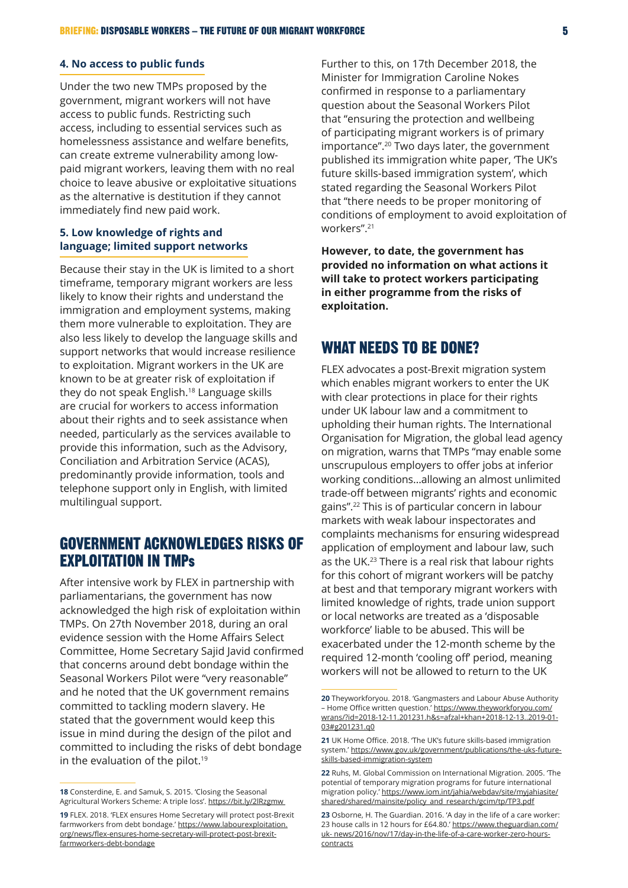### 4. No access to public funds

Under the two new TMPs proposed by the government, migrant workers will not have access to public funds. Restricting such access, including to essential services such as homelessness assistance and welfare benefits, can create extreme vulnerability among low-paid migrant workers, leaving them with no real choice to leave abusive or exploitative situations as the alternative is destitution if they cannot immediately find new paid work.

### 5. Low knowledge of rights and language; limited support networks

Because their stay in the UK is limited to a short timeframe, temporary migrant workers are less likely to know their rights and understand the immigration and employment systems, making them more vulnerable to exploitation. They are also less likely to develop the language skills and support networks that would increase resilience to exploitation. Migrant workers in the UK are known to be at greater risk of exploitation if they do not speak English.[18] Language skills are crucial for workers to access information about their rights and to seek assistance when needed, particularly as the services available to provide this information, such as the Advisory, Conciliation and Arbitration Service (ACAS), predominantly provide information, tools and telephone support only in English, with limited multilingual support.

## GOVERNMENT ACKNOWLEDGES RISKS OF EXPLOITATION IN TMPs

After intensive work by FLEX in partnership with parliamentarians, the government has now acknowledged the high risk of exploitation within TMPs. On 27th November 2018, during an oral evidence session with the Home Affairs Select Committee, Home Secretary Sajid Javid confirmed that concerns around debt bondage within the Seasonal Workers Pilot were "very reasonable" and he noted that the UK government remains committed to tackling modern slavery. He stated that the government would keep this issue in mind during the design of the pilot and committed to including the risks of debt bondage in the evaluation of the pilot.[19]

Further to this, on 17th December 2018, the Minister for Immigration Caroline Nokes confirmed in response to a parliamentary question about the Seasonal Workers Pilot that "ensuring the protection and wellbeing of participating migrant workers is of primary importance".[20] Two days later, the government published its immigration white paper, 'The UK's future skills-based immigration system', which stated regarding the Seasonal Workers Pilot that "there needs to be proper monitoring of conditions of employment to avoid exploitation of workers".[21]

**However, to date, the government has provided no information on what actions it will take to protect workers participating in either programme from the risks of exploitation.**

## WHAT NEEDS TO BE DONE?

FLEX advocates a post-Brexit migration system which enables migrant workers to enter the UK with clear protections in place for their rights under UK labour law and a commitment to upholding their human rights. The International Organisation for Migration, the global lead agency on migration, warns that TMPs "may enable some unscrupulous employers to offer jobs at inferior working conditions...allowing an almost unlimited trade-off between migrants' rights and economic gains".[22] This is of particular concern in labour markets with weak labour inspectorates and complaints mechanisms for ensuring widespread application of employment and labour law, such as the UK.[23] There is a real risk that labour rights for this cohort of migrant workers will be patchy at best and that temporary migrant workers with limited knowledge of rights, trade union support or local networks are treated as a 'disposable workforce' liable to be abused. This will be exacerbated under the 12-month scheme by the required 12-month 'cooling off' period, meaning workers will not be allowed to return to the UK

---

[18] Consterdine, E. and Samuk, S. 2015. 'Closing the Seasonal Agricultural Workers Scheme: A triple loss'. https://bit.ly/2lRzgmw

[19] FLEX. 2018. 'FLEX ensures Home Secretary will protect post-Brexit farmworkers from debt bondage.' https://www.labourexploitation.org/news/flex-ensures-home-secretary-will-protect-post-brexit-farmworkers-debt-bondage

[20] Theyworkforyou. 2018. 'Gangmasters and Labour Abuse Authority – Home Office written question.' https://www.theyworkforyou.com/wrans/?id=2018-12-11.201231.h&s=afzal+khan+2018-12-13..2019-01-03#g201231.q0

[21] UK Home Office. 2018. 'The UK's future skills-based immigration system.' https://www.gov.uk/government/publications/the-uks-future-skills-based-immigration-system

[22] Ruhs, M. Global Commission on International Migration. 2005. 'The potential of temporary migration programs for future international migration policy.' https://www.iom.int/jahia/webdav/site/myjahiasite/shared/shared/mainsite/policy_and_research/gcim/tp/TP3.pdf

[23] Osborne, H. The Guardian. 2016. 'A day in the life of a care worker: 23 house calls in 12 hours for £64.80.' https://www.theguardian.com/uk-news/2016/nov/17/day-in-the-life-of-a-care-worker-zero-hours-contracts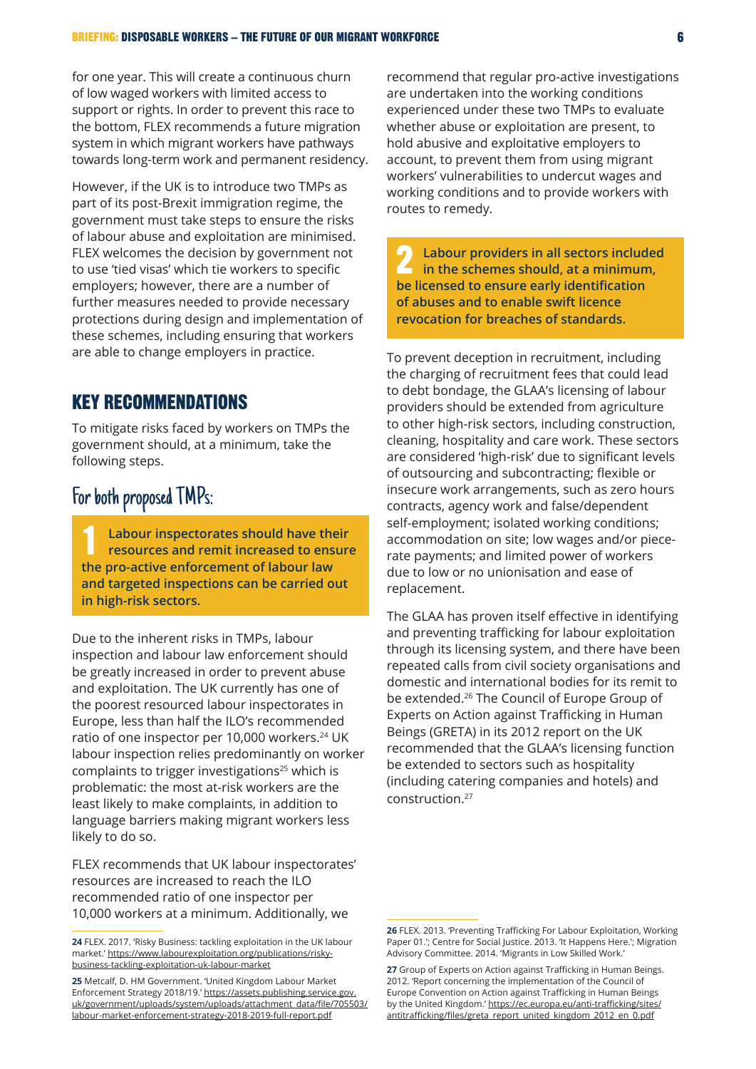for one year. This will create a continuous churn of low waged workers with limited access to support or rights. In order to prevent this race to the bottom, FLEX recommends a future migration system in which migrant workers have pathways towards long-term work and permanent residency.

However, if the UK is to introduce two TMPs as part of its post-Brexit immigration regime, the government must take steps to ensure the risks of labour abuse and exploitation are minimised. FLEX welcomes the decision by government not to use 'tied visas' which tie workers to specific employers; however, there are a number of further measures needed to provide necessary protections during design and implementation of these schemes, including ensuring that workers are able to change employers in practice.

## KEY RECOMMENDATIONS

To mitigate risks faced by workers on TMPs the government should, at a minimum, take the following steps.

### For both proposed TMPs:

**1 Labour inspectorates should have their resources and remit increased to ensure the pro-active enforcement of labour law and targeted inspections can be carried out in high-risk sectors.**

Due to the inherent risks in TMPs, labour inspection and labour law enforcement should be greatly increased in order to prevent abuse and exploitation. The UK currently has one of the poorest resourced labour inspectorates in Europe, less than half the ILO's recommended ratio of one inspector per 10,000 workers.[24] UK labour inspection relies predominantly on worker complaints to trigger investigations[25] which is problematic: the most at-risk workers are the least likely to make complaints, in addition to language barriers making migrant workers less likely to do so.

FLEX recommends that UK labour inspectorates' resources are increased to reach the ILO recommended ratio of one inspector per 10,000 workers at a minimum. Additionally, we recommend that regular pro-active investigations are undertaken into the working conditions experienced under these two TMPs to evaluate whether abuse or exploitation are present, to hold abusive and exploitative employers to account, to prevent them from using migrant workers' vulnerabilities to undercut wages and working conditions and to provide workers with routes to remedy.

**2 Labour providers in all sectors included in the schemes should, at a minimum, be licensed to ensure early identification of abuses and to enable swift licence revocation for breaches of standards.**

To prevent deception in recruitment, including the charging of recruitment fees that could lead to debt bondage, the GLAA's licensing of labour providers should be extended from agriculture to other high-risk sectors, including construction, cleaning, hospitality and care work. These sectors are considered 'high-risk' due to significant levels of outsourcing and subcontracting; flexible or insecure work arrangements, such as zero hours contracts, agency work and false/dependent self-employment; isolated working conditions; accommodation on site; low wages and/or piece-rate payments; and limited power of workers due to low or no unionisation and ease of replacement.

The GLAA has proven itself effective in identifying and preventing trafficking for labour exploitation through its licensing system, and there have been repeated calls from civil society organisations and domestic and international bodies for its remit to be extended.[26] The Council of Europe Group of Experts on Action against Trafficking in Human Beings (GRETA) in its 2012 report on the UK recommended that the GLAA's licensing function be extended to sectors such as hospitality (including catering companies and hotels) and construction.[27]

---

**24** FLEX. 2017. 'Risky Business: tackling exploitation in the UK labour market.' https://www.labourexploitation.org/publications/risky-business-tackling-exploitation-uk-labour-market

**25** Metcalf, D. HM Government. 'United Kingdom Labour Market Enforcement Strategy 2018/19.' https://assets.publishing.service.gov.uk/government/uploads/system/uploads/attachment_data/file/705503/labour-market-enforcement-strategy-2018-2019-full-report.pdf

**26** FLEX. 2013. 'Preventing Trafficking For Labour Exploitation, Working Paper 01.'; Centre for Social Justice. 2013. 'It Happens Here.'; Migration Advisory Committee. 2014. 'Migrants in Low Skilled Work.'

**27** Group of Experts on Action against Trafficking in Human Beings. 2012. 'Report concerning the implementation of the Council of Europe Convention on Action against Trafficking in Human Beings by the United Kingdom.' https://ec.europa.eu/anti-trafficking/sites/antitrafficking/files/greta_report_united_kingdom_2012_en_0.pdf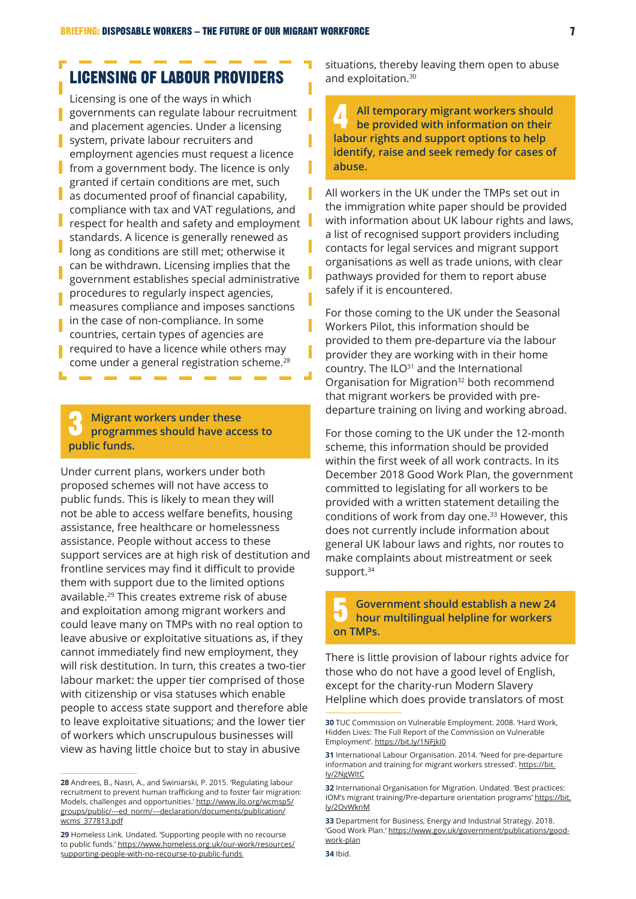## LICENSING OF LABOUR PROVIDERS

Licensing is one of the ways in which governments can regulate labour recruitment and placement agencies. Under a licensing system, private labour recruiters and employment agencies must request a licence from a government body. The licence is only granted if certain conditions are met, such as documented proof of financial capability, compliance with tax and VAT regulations, and respect for health and safety and employment standards. A licence is generally renewed as long as conditions are still met; otherwise it can be withdrawn. Licensing implies that the government establishes special administrative procedures to regularly inspect agencies, measures compliance and imposes sanctions in the case of non-compliance. In some countries, certain types of agencies are required to have a licence while others may come under a general registration scheme.[28]

**3 Migrant workers under these programmes should have access to public funds.**

Under current plans, workers under both proposed schemes will not have access to public funds. This is likely to mean they will not be able to access welfare benefits, housing assistance, free healthcare or homelessness assistance. People without access to these support services are at high risk of destitution and frontline services may find it difficult to provide them with support due to the limited options available.[29] This creates extreme risk of abuse and exploitation among migrant workers and could leave many on TMPs with no real option to leave abusive or exploitative situations as, if they cannot immediately find new employment, they will risk destitution. In turn, this creates a two-tier labour market: the upper tier comprised of those with citizenship or visa statuses which enable people to access state support and therefore able to leave exploitative situations; and the lower tier of workers which unscrupulous businesses will view as having little choice but to stay in abusive situations, thereby leaving them open to abuse and exploitation.[30]

**4 All temporary migrant workers should be provided with information on their labour rights and support options to help identify, raise and seek remedy for cases of abuse.**

All workers in the UK under the TMPs set out in the immigration white paper should be provided with information about UK labour rights and laws, a list of recognised support providers including contacts for legal services and migrant support organisations as well as trade unions, with clear pathways provided for them to report abuse safely if it is encountered.

For those coming to the UK under the Seasonal Workers Pilot, this information should be provided to them pre-departure via the labour provider they are working with in their home country. The ILO[31] and the International Organisation for Migration[32] both recommend that migrant workers be provided with pre-departure training on living and working abroad.

For those coming to the UK under the 12-month scheme, this information should be provided within the first week of all work contracts. In its December 2018 Good Work Plan, the government committed to legislating for all workers to be provided with a written statement detailing the conditions of work from day one.[33] However, this does not currently include information about general UK labour laws and rights, nor routes to make complaints about mistreatment or seek support.[34]

**5 Government should establish a new 24 hour multilingual helpline for workers on TMPs.**

There is little provision of labour rights advice for those who do not have a good level of English, except for the charity-run Modern Slavery Helpline which does provide translators of most

---

**28** Andrees, B., Nasri, A., and Swiniarski, P. 2015. 'Regulating labour recruitment to prevent human trafficking and to foster fair migration: Models, challenges and opportunities.' http://www.ilo.org/wcmsp5/groups/public/---ed_norm/---declaration/documents/publication/wcms_377813.pdf

**29** Homeless Link. Undated. 'Supporting people with no recourse to public funds.' https://www.homeless.org.uk/our-work/resources/supporting-people-with-no-recourse-to-public-funds

**30** TUC Commission on Vulnerable Employment. 2008. 'Hard Work, Hidden Lives: The Full Report of the Commission on Vulnerable Employment'. https://bit.ly/1NFjkI0

**31** International Labour Organisation. 2014. 'Need for pre-departure information and training for migrant workers stressed'. https://bit.ly/2NgWItC

**32** International Organisation for Migration. Undated. 'Best practices: IOM's migrant training/Pre-departure orientation programs' https://bit.ly/2OvWknM

**33** Department for Business, Energy and Industrial Strategy. 2018. 'Good Work Plan.' https://www.gov.uk/government/publications/good-work-plan

**34** Ibid.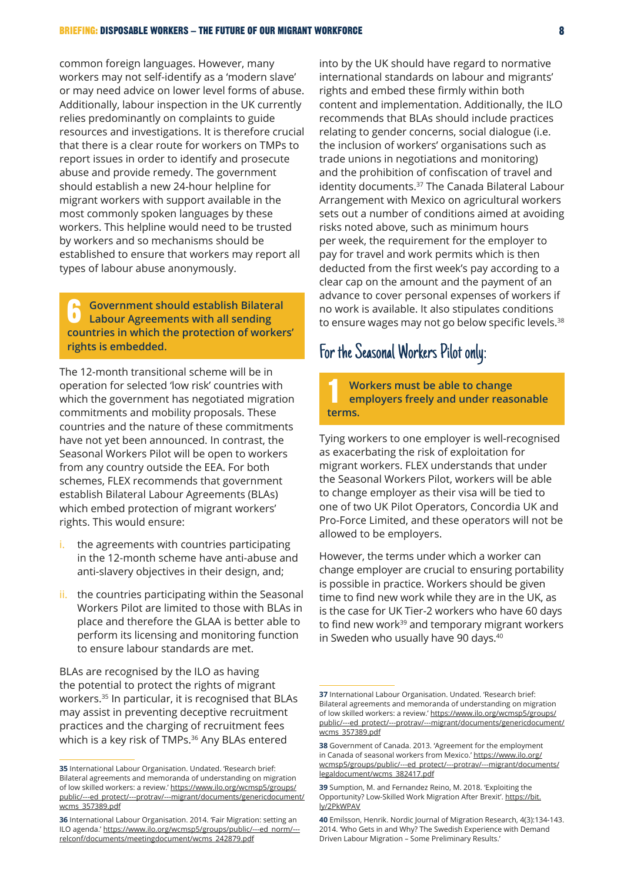common foreign languages. However, many workers may not self-identify as a 'modern slave' or may need advice on lower level forms of abuse. Additionally, labour inspection in the UK currently relies predominantly on complaints to guide resources and investigations. It is therefore crucial that there is a clear route for workers on TMPs to report issues in order to identify and prosecute abuse and provide remedy. The government should establish a new 24-hour helpline for migrant workers with support available in the most commonly spoken languages by these workers. This helpline would need to be trusted by workers and so mechanisms should be established to ensure that workers may report all types of labour abuse anonymously.

**6 Government should establish Bilateral Labour Agreements with all sending countries in which the protection of workers' rights is embedded.**

The 12-month transitional scheme will be in operation for selected 'low risk' countries with which the government has negotiated migration commitments and mobility proposals. These countries and the nature of these commitments have not yet been announced. In contrast, the Seasonal Workers Pilot will be open to workers from any country outside the EEA. For both schemes, FLEX recommends that government establish Bilateral Labour Agreements (BLAs) which embed protection of migrant workers' rights. This would ensure:

i. the agreements with countries participating in the 12-month scheme have anti-abuse and anti-slavery objectives in their design, and;

ii. the countries participating within the Seasonal Workers Pilot are limited to those with BLAs in place and therefore the GLAA is better able to perform its licensing and monitoring function to ensure labour standards are met.

BLAs are recognised by the ILO as having the potential to protect the rights of migrant workers.[35] In particular, it is recognised that BLAs may assist in preventing deceptive recruitment practices and the charging of recruitment fees which is a key risk of TMPs.[36] Any BLAs entered into by the UK should have regard to normative international standards on labour and migrants' rights and embed these firmly within both content and implementation. Additionally, the ILO recommends that BLAs should include practices relating to gender concerns, social dialogue (i.e. the inclusion of workers' organisations such as trade unions in negotiations and monitoring) and the prohibition of confiscation of travel and identity documents.[37] The Canada Bilateral Labour Arrangement with Mexico on agricultural workers sets out a number of conditions aimed at avoiding risks noted above, such as minimum hours per week, the requirement for the employer to pay for travel and work permits which is then deducted from the first week's pay according to a clear cap on the amount and the payment of an advance to cover personal expenses of workers if no work is available. It also stipulates conditions to ensure wages may not go below specific levels.[38]

## For the Seasonal Workers Pilot only:

**1 Workers must be able to change employers freely and under reasonable terms.**

Tying workers to one employer is well-recognised as exacerbating the risk of exploitation for migrant workers. FLEX understands that under the Seasonal Workers Pilot, workers will be able to change employer as their visa will be tied to one of two UK Pilot Operators, Concordia UK and Pro-Force Limited, and these operators will not be allowed to be employers.

However, the terms under which a worker can change employer are crucial to ensuring portability is possible in practice. Workers should be given time to find new work while they are in the UK, as is the case for UK Tier-2 workers who have 60 days to find new work[39] and temporary migrant workers in Sweden who usually have 90 days.[40]

---

**35** International Labour Organisation. Undated. 'Research brief: Bilateral agreements and memoranda of understanding on migration of low skilled workers: a review.' https://www.ilo.org/wcmsp5/groups/public/---ed_protect/---protrav/---migrant/documents/genericdocument/wcms_357389.pdf

**36** International Labour Organisation. 2014. 'Fair Migration: setting an ILO agenda.' https://www.ilo.org/wcmsp5/groups/public/---ed_norm/---relconf/documents/meetingdocument/wcms_242879.pdf

**37** International Labour Organisation. Undated. 'Research brief: Bilateral agreements and memoranda of understanding on migration of low skilled workers: a review.' https://www.ilo.org/wcmsp5/groups/public/---ed_protect/---protrav/---migrant/documents/genericdocument/wcms_357389.pdf

**38** Government of Canada. 2013. 'Agreement for the employment in Canada of seasonal workers from Mexico.' https://www.ilo.org/wcmsp5/groups/public/---ed_protect/---protrav/---migrant/documents/legaldocument/wcms_382417.pdf

**39** Sumption, M. and Fernandez Reino, M. 2018. 'Exploiting the Opportunity? Low-Skilled Work Migration After Brexit'. https://bit.ly/2PkWPAV

**40** Emilsson, Henrik. Nordic Journal of Migration Research, 4(3):134-143. 2014. 'Who Gets in and Why? The Swedish Experience with Demand Driven Labour Migration – Some Preliminary Results.'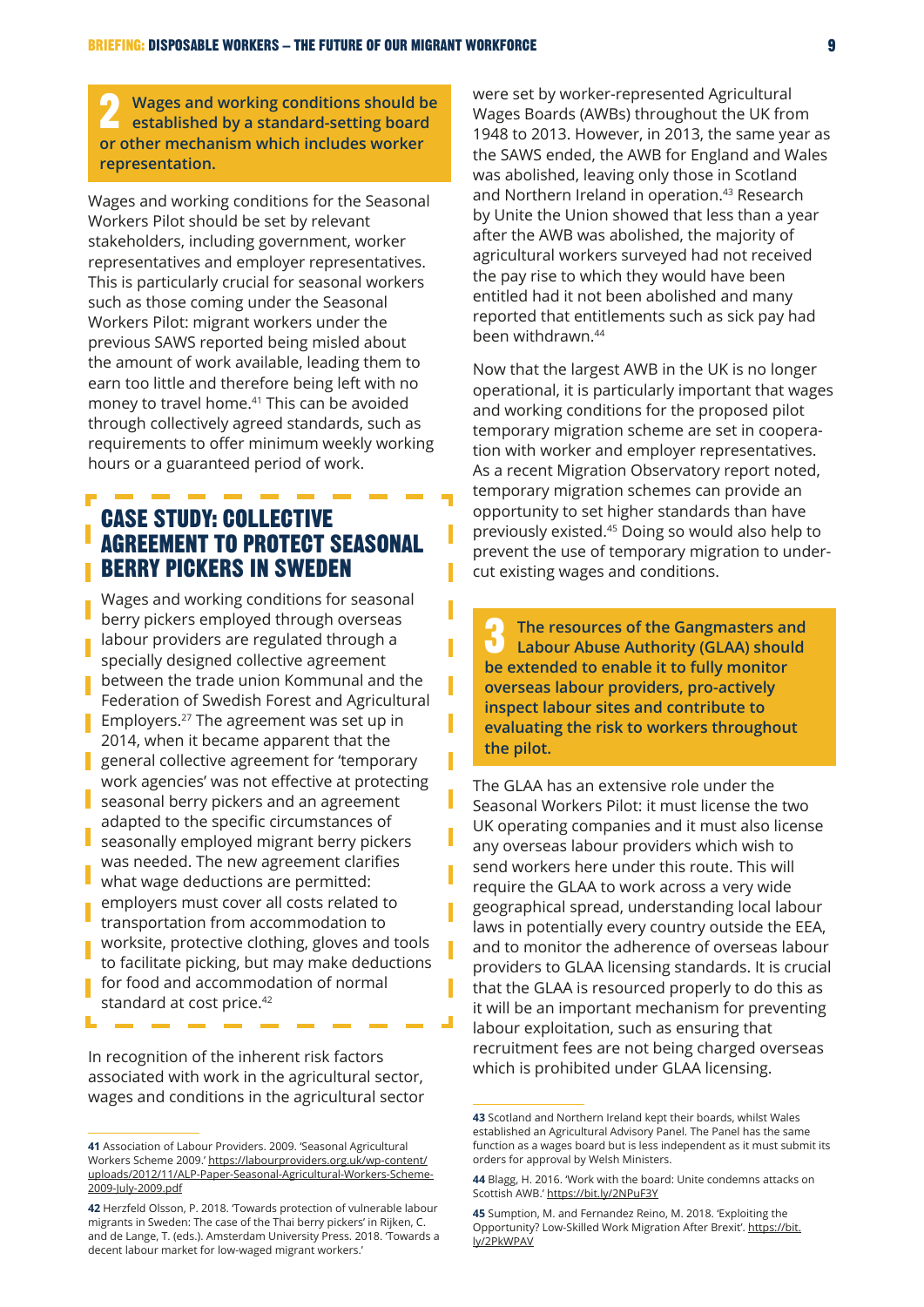**2 Wages and working conditions should be established by a standard-setting board or other mechanism which includes worker representation.**

Wages and working conditions for the Seasonal Workers Pilot should be set by relevant stakeholders, including government, worker representatives and employer representatives. This is particularly crucial for seasonal workers such as those coming under the Seasonal Workers Pilot: migrant workers under the previous SAWS reported being misled about the amount of work available, leading them to earn too little and therefore being left with no money to travel home.[41] This can be avoided through collectively agreed standards, such as requirements to offer minimum weekly working hours or a guaranteed period of work.

## CASE STUDY: COLLECTIVE AGREEMENT TO PROTECT SEASONAL BERRY PICKERS IN SWEDEN

Wages and working conditions for seasonal berry pickers employed through overseas labour providers are regulated through a specially designed collective agreement between the trade union Kommunal and the Federation of Swedish Forest and Agricultural Employers.[27] The agreement was set up in 2014, when it became apparent that the general collective agreement for 'temporary work agencies' was not effective at protecting seasonal berry pickers and an agreement adapted to the specific circumstances of seasonally employed migrant berry pickers was needed. The new agreement clarifies what wage deductions are permitted: employers must cover all costs related to transportation from accommodation to worksite, protective clothing, gloves and tools to facilitate picking, but may make deductions for food and accommodation of normal standard at cost price.[42]

In recognition of the inherent risk factors associated with work in the agricultural sector, wages and conditions in the agricultural sector were set by worker-represented Agricultural Wages Boards (AWBs) throughout the UK from 1948 to 2013. However, in 2013, the same year as the SAWS ended, the AWB for England and Wales was abolished, leaving only those in Scotland and Northern Ireland in operation.[43] Research by Unite the Union showed that less than a year after the AWB was abolished, the majority of agricultural workers surveyed had not received the pay rise to which they would have been entitled had it not been abolished and many reported that entitlements such as sick pay had been withdrawn.[44]

Now that the largest AWB in the UK is no longer operational, it is particularly important that wages and working conditions for the proposed pilot temporary migration scheme are set in cooperation with worker and employer representatives. As a recent Migration Observatory report noted, temporary migration schemes can provide an opportunity to set higher standards than have previously existed.[45] Doing so would also help to prevent the use of temporary migration to undercut existing wages and conditions.

**3 The resources of the Gangmasters and Labour Abuse Authority (GLAA) should be extended to enable it to fully monitor overseas labour providers, pro-actively inspect labour sites and contribute to evaluating the risk to workers throughout the pilot.**

The GLAA has an extensive role under the Seasonal Workers Pilot: it must license the two UK operating companies and it must also license any overseas labour providers which wish to send workers here under this route. This will require the GLAA to work across a very wide geographical spread, understanding local labour laws in potentially every country outside the EEA, and to monitor the adherence of overseas labour providers to GLAA licensing standards. It is crucial that the GLAA is resourced properly to do this as it will be an important mechanism for preventing labour exploitation, such as ensuring that recruitment fees are not being charged overseas which is prohibited under GLAA licensing.

---

**41** Association of Labour Providers. 2009. 'Seasonal Agricultural Workers Scheme 2009.' https://labourproviders.org.uk/wp-content/uploads/2012/11/ALP-Paper-Seasonal-Agricultural-Workers-Scheme-2009-July-2009.pdf

**42** Herzfeld Olsson, P. 2018. 'Towards protection of vulnerable labour migrants in Sweden: The case of the Thai berry pickers' in Rijken, C. and de Lange, T. (eds.). Amsterdam University Press. 2018. 'Towards a decent labour market for low-waged migrant workers.'

**43** Scotland and Northern Ireland kept their boards, whilst Wales established an Agricultural Advisory Panel. The Panel has the same function as a wages board but is less independent as it must submit its orders for approval by Welsh Ministers.

**44** Blagg, H. 2016. 'Work with the board: Unite condemns attacks on Scottish AWB.' https://bit.ly/2NPuF3Y

**45** Sumption, M. and Fernandez Reino, M. 2018. 'Exploiting the Opportunity? Low-Skilled Work Migration After Brexit'. https://bit.ly/2PkWPAV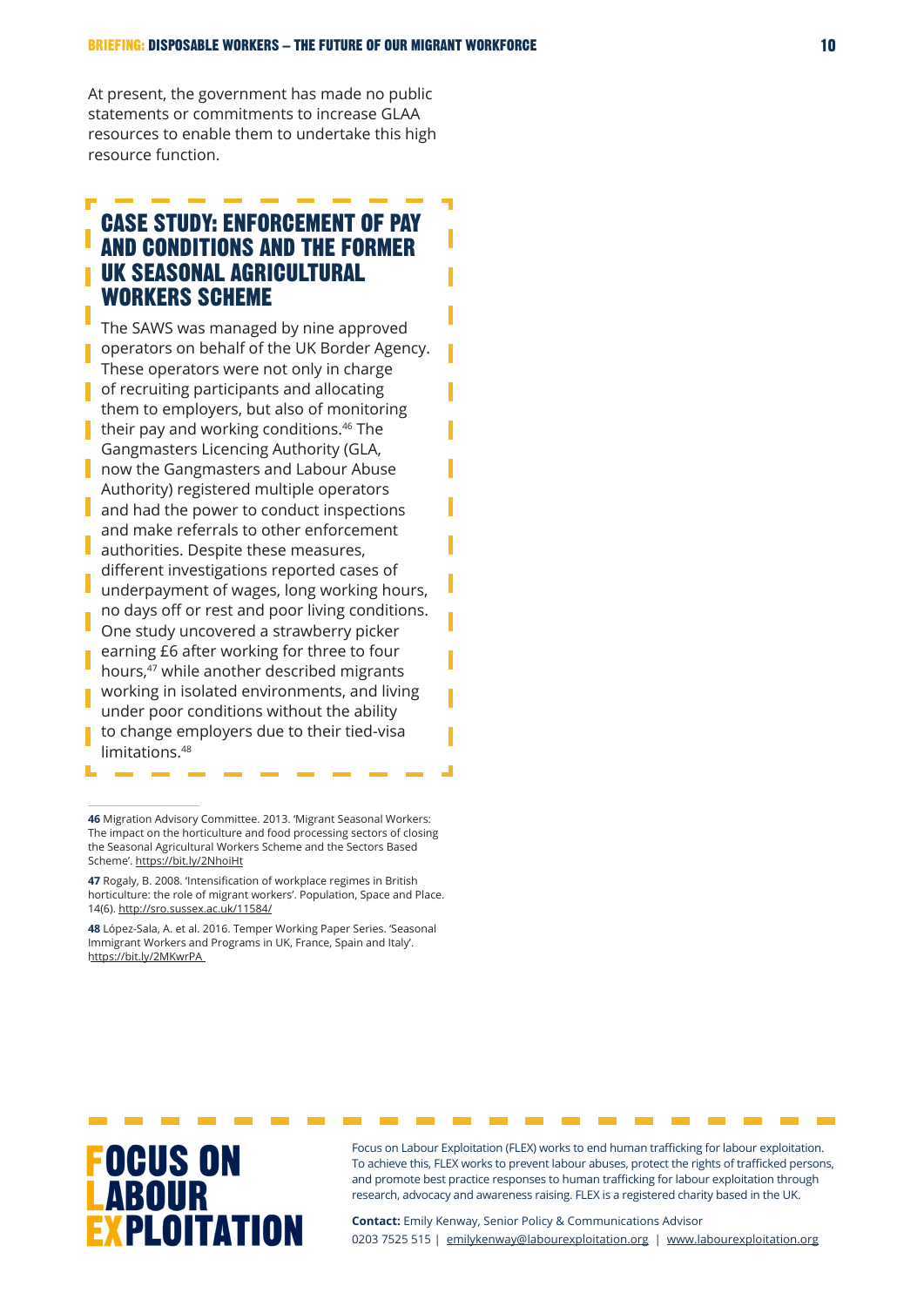At present, the government has made no public statements or commitments to increase GLAA resources to enable them to undertake this high resource function.

## CASE STUDY: ENFORCEMENT OF PAY AND CONDITIONS AND THE FORMER UK SEASONAL AGRICULTURAL WORKERS SCHEME

The SAWS was managed by nine approved operators on behalf of the UK Border Agency. These operators were not only in charge of recruiting participants and allocating them to employers, but also of monitoring their pay and working conditions.[46] The Gangmasters Licencing Authority (GLA, now the Gangmasters and Labour Abuse Authority) registered multiple operators and had the power to conduct inspections and make referrals to other enforcement authorities. Despite these measures, different investigations reported cases of underpayment of wages, long working hours, no days off or rest and poor living conditions. One study uncovered a strawberry picker earning £6 after working for three to four hours,[47] while another described migrants working in isolated environments, and living under poor conditions without the ability to change employers due to their tied-visa limitations.[48]

---

**46** Migration Advisory Committee. 2013. 'Migrant Seasonal Workers: The impact on the horticulture and food processing sectors of closing the Seasonal Agricultural Workers Scheme and the Sectors Based Scheme'. https://bit.ly/2NhoiHt

**47** Rogaly, B. 2008. 'Intensification of workplace regimes in British horticulture: the role of migrant workers'. Population, Space and Place. 14(6). http://sro.sussex.ac.uk/11584/

**48** López-Sala, A. et al. 2016. Temper Working Paper Series. 'Seasonal Immigrant Workers and Programs in UK, France, Spain and Italy'. https://bit.ly/2MKwrPA

---

**FOCUS ON LABOUR EXPLOITATION**

Focus on Labour Exploitation (FLEX) works to end human trafficking for labour exploitation. To achieve this, FLEX works to prevent labour abuses, protect the rights of trafficked persons, and promote best practice responses to human trafficking for labour exploitation through research, advocacy and awareness raising. FLEX is a registered charity based in the UK.

**Contact:** Emily Kenway, Senior Policy & Communications Advisor
0203 7525 515 | emilykenway@labourexploitation.org | www.labourexploitation.org